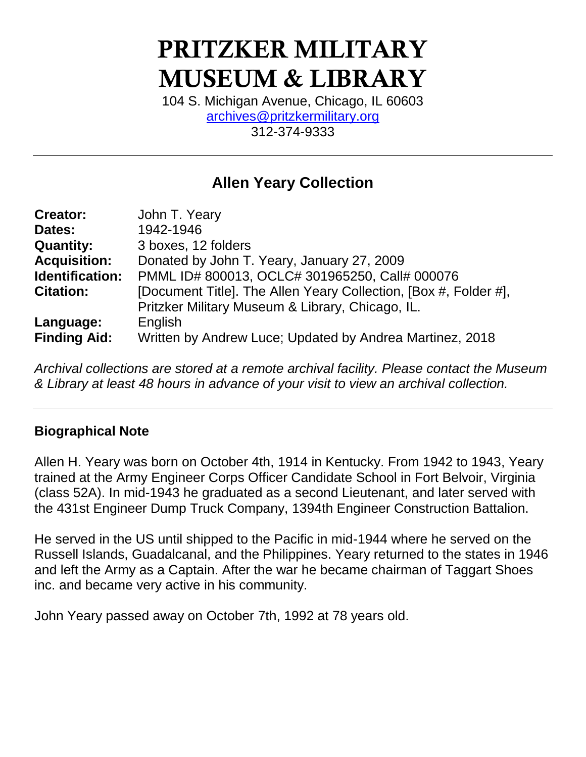# PRITZKER MILITARY MUSEUM & LIBRARY

104 S. Michigan Avenue, Chicago, IL 60603
archives@pritzkermilitary.org
312-374-9333

---

## Allen Yeary Collection

| | |
|---|---|
| **Creator:** | John T. Yeary |
| **Dates:** | 1942-1946 |
| **Quantity:** | 3 boxes, 12 folders |
| **Acquisition:** | Donated by John T. Yeary, January 27, 2009 |
| **Identification:** | PMML ID# 800013, OCLC# 301965250, Call# 000076 |
| **Citation:** | [Document Title]. The Allen Yeary Collection, [Box #, Folder #], Pritzker Military Museum & Library, Chicago, IL. |
| **Language:** | English |
| **Finding Aid:** | Written by Andrew Luce; Updated by Andrea Martinez, 2018 |

*Archival collections are stored at a remote archival facility. Please contact the Museum & Library at least 48 hours in advance of your visit to view an archival collection.*

---

### Biographical Note

Allen H. Yeary was born on October 4th, 1914 in Kentucky. From 1942 to 1943, Yeary trained at the Army Engineer Corps Officer Candidate School in Fort Belvoir, Virginia (class 52A). In mid-1943 he graduated as a second Lieutenant, and later served with the 431st Engineer Dump Truck Company, 1394th Engineer Construction Battalion.

He served in the US until shipped to the Pacific in mid-1944 where he served on the Russell Islands, Guadalcanal, and the Philippines. Yeary returned to the states in 1946 and left the Army as a Captain. After the war he became chairman of Taggart Shoes inc. and became very active in his community.

John Yeary passed away on October 7th, 1992 at 78 years old.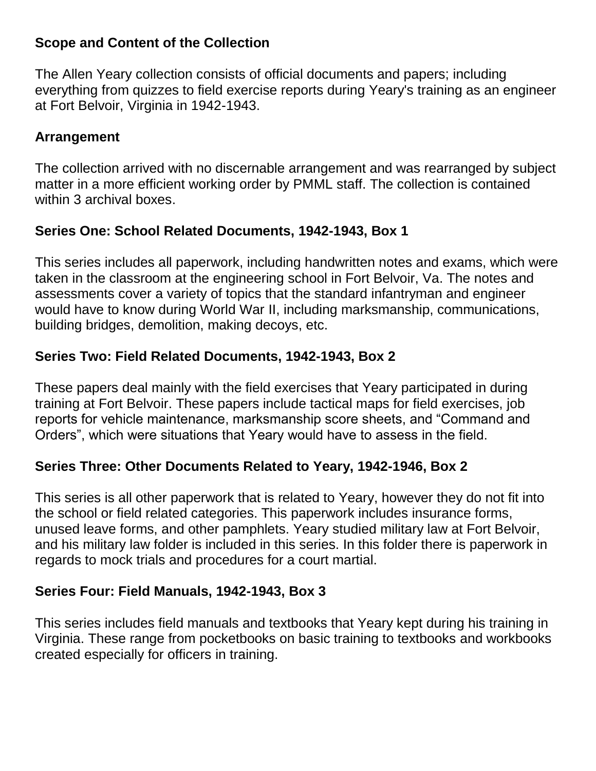## Scope and Content of the Collection

The Allen Yeary collection consists of official documents and papers; including everything from quizzes to field exercise reports during Yeary's training as an engineer at Fort Belvoir, Virginia in 1942-1943.

## Arrangement

The collection arrived with no discernable arrangement and was rearranged by subject matter in a more efficient working order by PMML staff. The collection is contained within 3 archival boxes.

### Series One: School Related Documents, 1942-1943, Box 1

This series includes all paperwork, including handwritten notes and exams, which were taken in the classroom at the engineering school in Fort Belvoir, Va. The notes and assessments cover a variety of topics that the standard infantryman and engineer would have to know during World War II, including marksmanship, communications, building bridges, demolition, making decoys, etc.

### Series Two: Field Related Documents, 1942-1943, Box 2

These papers deal mainly with the field exercises that Yeary participated in during training at Fort Belvoir. These papers include tactical maps for field exercises, job reports for vehicle maintenance, marksmanship score sheets, and “Command and Orders”, which were situations that Yeary would have to assess in the field.

### Series Three: Other Documents Related to Yeary, 1942-1946, Box 2

This series is all other paperwork that is related to Yeary, however they do not fit into the school or field related categories. This paperwork includes insurance forms, unused leave forms, and other pamphlets. Yeary studied military law at Fort Belvoir, and his military law folder is included in this series. In this folder there is paperwork in regards to mock trials and procedures for a court martial.

### Series Four: Field Manuals, 1942-1943, Box 3

This series includes field manuals and textbooks that Yeary kept during his training in Virginia. These range from pocketbooks on basic training to textbooks and workbooks created especially for officers in training.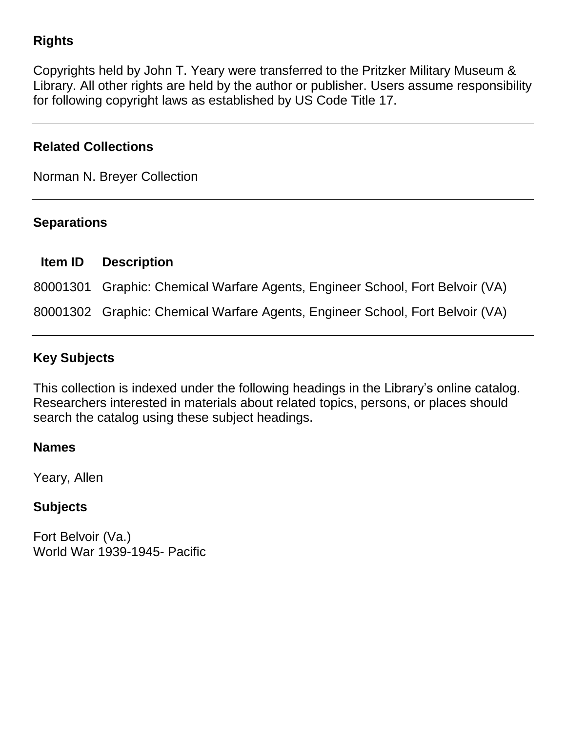## Rights

Copyrights held by John T. Yeary were transferred to the Pritzker Military Museum & Library. All other rights are held by the author or publisher. Users assume responsibility for following copyright laws as established by US Code Title 17.

---

## Related Collections

Norman N. Breyer Collection

---

## Separations

| Item ID | Description |
| --- | --- |
| 80001301 | Graphic: Chemical Warfare Agents, Engineer School, Fort Belvoir (VA) |
| 80001302 | Graphic: Chemical Warfare Agents, Engineer School, Fort Belvoir (VA) |

---

## Key Subjects

This collection is indexed under the following headings in the Library's online catalog. Researchers interested in materials about related topics, persons, or places should search the catalog using these subject headings.

### Names

Yeary, Allen

### Subjects

Fort Belvoir (Va.)
World War 1939-1945- Pacific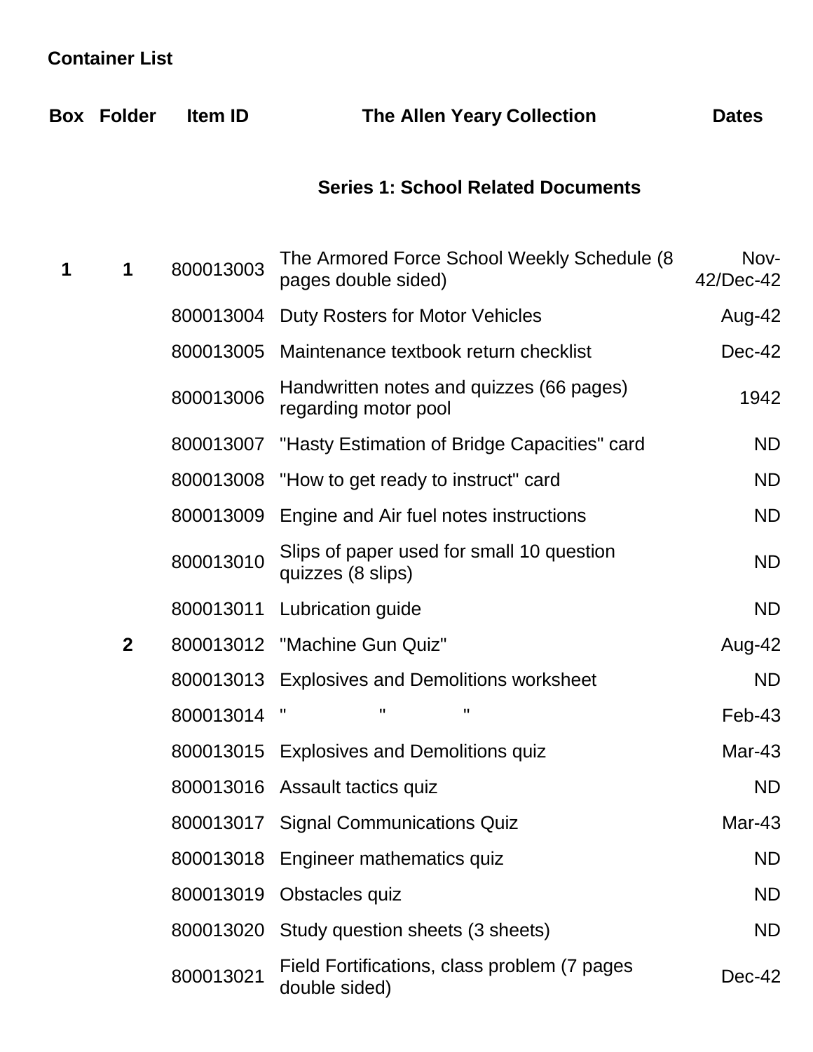## Container List

| Box | Folder | Item ID | The Allen Yeary Collection | Dates |
|---|---|---|---|---|
| | | | **Series 1: School Related Documents** | |
| 1 | 1 | 800013003 | The Armored Force School Weekly Schedule (8 pages double sided) | Nov-42/Dec-42 |
| | | 800013004 | Duty Rosters for Motor Vehicles | Aug-42 |
| | | 800013005 | Maintenance textbook return checklist | Dec-42 |
| | | 800013006 | Handwritten notes and quizzes (66 pages) regarding motor pool | 1942 |
| | | 800013007 | "Hasty Estimation of Bridge Capacities" card | ND |
| | | 800013008 | "How to get ready to instruct" card | ND |
| | | 800013009 | Engine and Air fuel notes instructions | ND |
| | | 800013010 | Slips of paper used for small 10 question quizzes (8 slips) | ND |
| | | 800013011 | Lubrication guide | ND |
| | 2 | 800013012 | "Machine Gun Quiz" | Aug-42 |
| | | 800013013 | Explosives and Demolitions worksheet | ND |
| | | 800013014 | " " " | Feb-43 |
| | | 800013015 | Explosives and Demolitions quiz | Mar-43 |
| | | 800013016 | Assault tactics quiz | ND |
| | | 800013017 | Signal Communications Quiz | Mar-43 |
| | | 800013018 | Engineer mathematics quiz | ND |
| | | 800013019 | Obstacles quiz | ND |
| | | 800013020 | Study question sheets (3 sheets) | ND |
| | | 800013021 | Field Fortifications, class problem (7 pages double sided) | Dec-42 |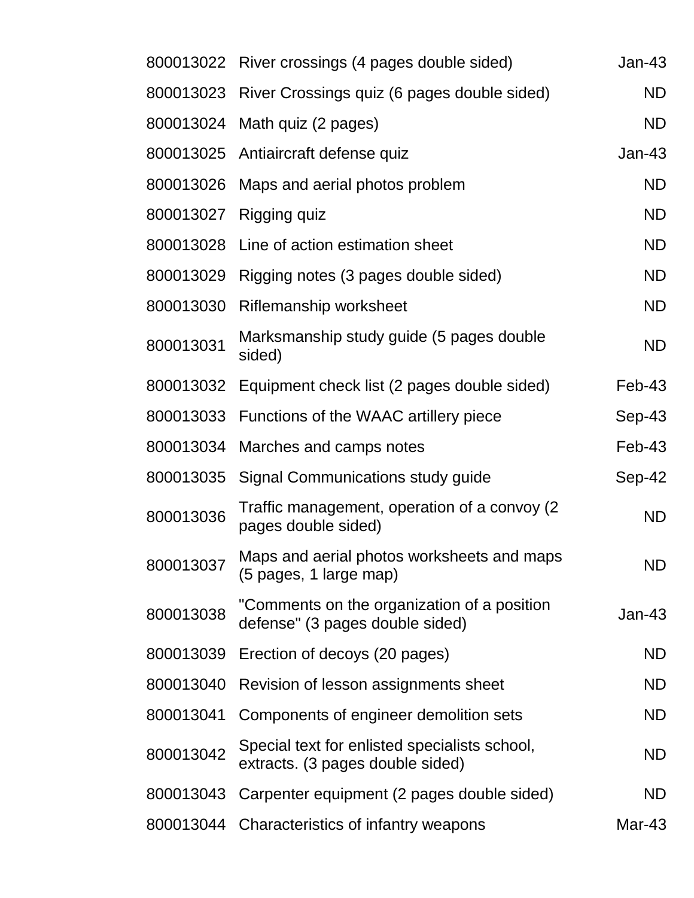| | | |
|---|---|---|
| 800013022 | River crossings (4 pages double sided) | Jan-43 |
| 800013023 | River Crossings quiz (6 pages double sided) | ND |
| 800013024 | Math quiz (2 pages) | ND |
| 800013025 | Antiaircraft defense quiz | Jan-43 |
| 800013026 | Maps and aerial photos problem | ND |
| 800013027 | Rigging quiz | ND |
| 800013028 | Line of action estimation sheet | ND |
| 800013029 | Rigging notes (3 pages double sided) | ND |
| 800013030 | Riflemanship worksheet | ND |
| 800013031 | Marksmanship study guide (5 pages double sided) | ND |
| 800013032 | Equipment check list (2 pages double sided) | Feb-43 |
| 800013033 | Functions of the WAAC artillery piece | Sep-43 |
| 800013034 | Marches and camps notes | Feb-43 |
| 800013035 | Signal Communications study guide | Sep-42 |
| 800013036 | Traffic management, operation of a convoy (2 pages double sided) | ND |
| 800013037 | Maps and aerial photos worksheets and maps (5 pages, 1 large map) | ND |
| 800013038 | "Comments on the organization of a position defense" (3 pages double sided) | Jan-43 |
| 800013039 | Erection of decoys (20 pages) | ND |
| 800013040 | Revision of lesson assignments sheet | ND |
| 800013041 | Components of engineer demolition sets | ND |
| 800013042 | Special text for enlisted specialists school, extracts. (3 pages double sided) | ND |
| 800013043 | Carpenter equipment (2 pages double sided) | ND |
| 800013044 | Characteristics of infantry weapons | Mar-43 |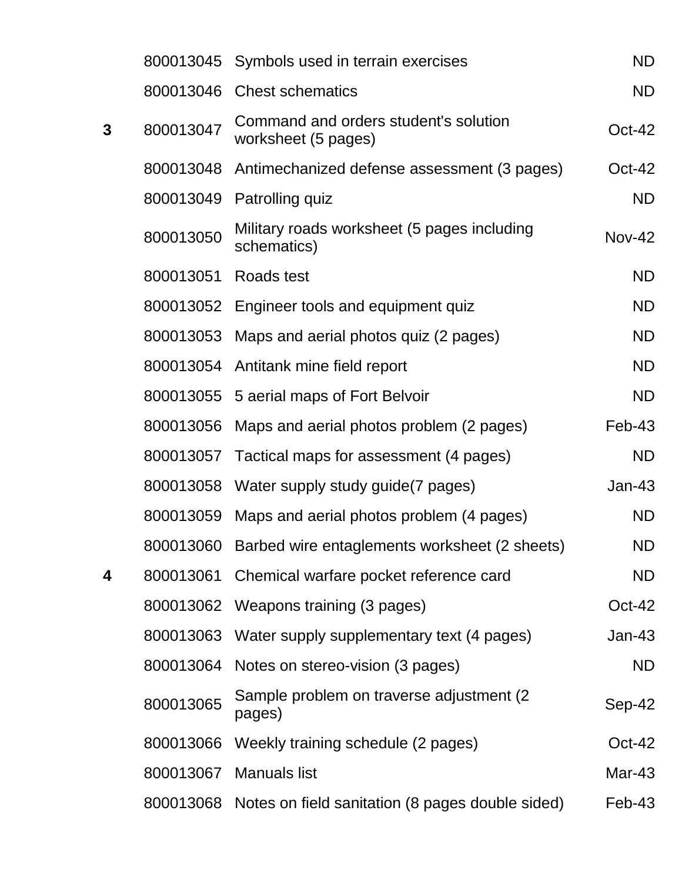| | | | |
|---|---|---|---|
| | 800013045 | Symbols used in terrain exercises | ND |
| | 800013046 | Chest schematics | ND |
| **3** | 800013047 | Command and orders student's solution worksheet (5 pages) | Oct-42 |
| | 800013048 | Antimechanized defense assessment (3 pages) | Oct-42 |
| | 800013049 | Patrolling quiz | ND |
| | 800013050 | Military roads worksheet (5 pages including schematics) | Nov-42 |
| | 800013051 | Roads test | ND |
| | 800013052 | Engineer tools and equipment quiz | ND |
| | 800013053 | Maps and aerial photos quiz (2 pages) | ND |
| | 800013054 | Antitank mine field report | ND |
| | 800013055 | 5 aerial maps of Fort Belvoir | ND |
| | 800013056 | Maps and aerial photos problem (2 pages) | Feb-43 |
| | 800013057 | Tactical maps for assessment (4 pages) | ND |
| | 800013058 | Water supply study guide(7 pages) | Jan-43 |
| | 800013059 | Maps and aerial photos problem (4 pages) | ND |
| | 800013060 | Barbed wire entaglements worksheet (2 sheets) | ND |
| **4** | 800013061 | Chemical warfare pocket reference card | ND |
| | 800013062 | Weapons training (3 pages) | Oct-42 |
| | 800013063 | Water supply supplementary text (4 pages) | Jan-43 |
| | 800013064 | Notes on stereo-vision (3 pages) | ND |
| | 800013065 | Sample problem on traverse adjustment (2 pages) | Sep-42 |
| | 800013066 | Weekly training schedule (2 pages) | Oct-42 |
| | 800013067 | Manuals list | Mar-43 |
| | 800013068 | Notes on field sanitation (8 pages double sided) | Feb-43 |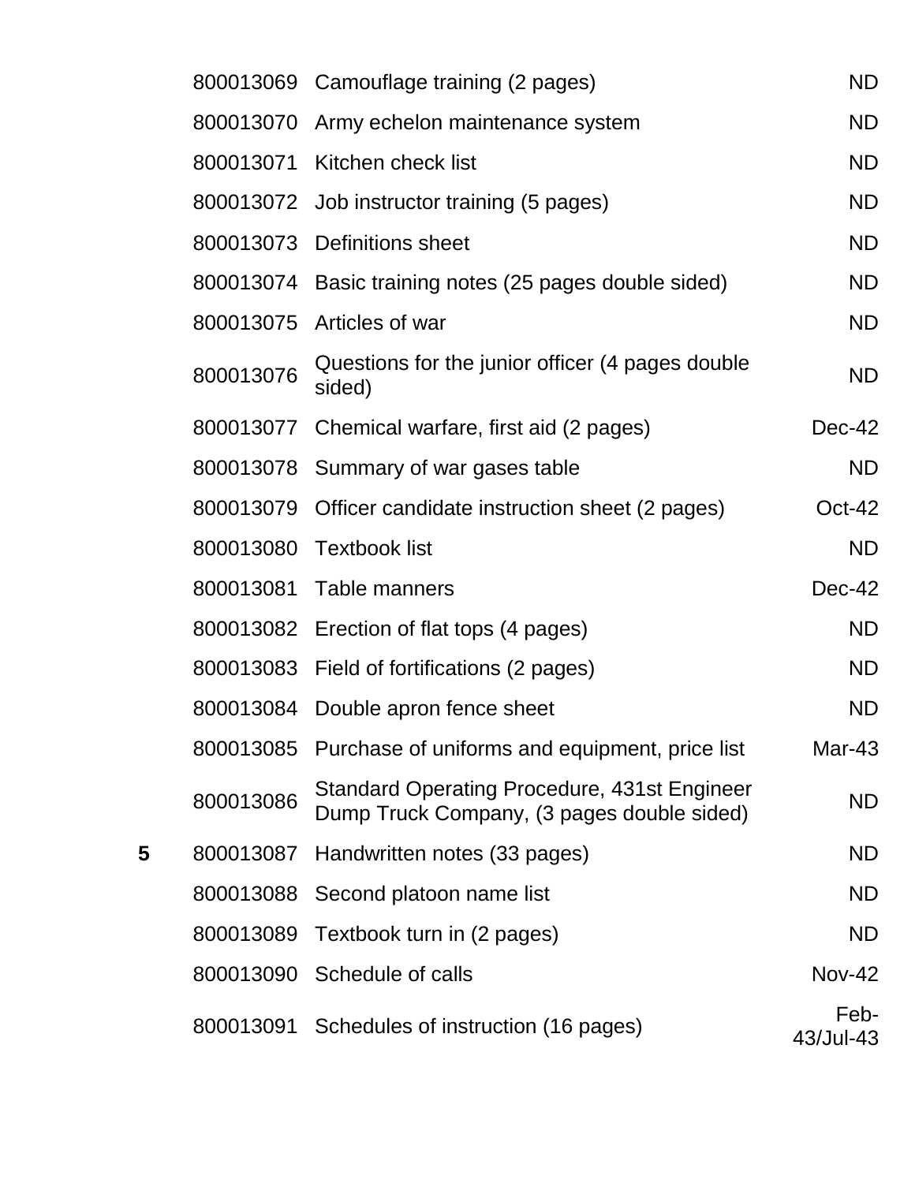| | | | |
|---|---|---|---|
| | 800013069 | Camouflage training (2 pages) | ND |
| | 800013070 | Army echelon maintenance system | ND |
| | 800013071 | Kitchen check list | ND |
| | 800013072 | Job instructor training (5 pages) | ND |
| | 800013073 | Definitions sheet | ND |
| | 800013074 | Basic training notes (25 pages double sided) | ND |
| | 800013075 | Articles of war | ND |
| | 800013076 | Questions for the junior officer (4 pages double sided) | ND |
| | 800013077 | Chemical warfare, first aid (2 pages) | Dec-42 |
| | 800013078 | Summary of war gases table | ND |
| | 800013079 | Officer candidate instruction sheet (2 pages) | Oct-42 |
| | 800013080 | Textbook list | ND |
| | 800013081 | Table manners | Dec-42 |
| | 800013082 | Erection of flat tops (4 pages) | ND |
| | 800013083 | Field of fortifications (2 pages) | ND |
| | 800013084 | Double apron fence sheet | ND |
| | 800013085 | Purchase of uniforms and equipment, price list | Mar-43 |
| | 800013086 | Standard Operating Procedure, 431st Engineer Dump Truck Company, (3 pages double sided) | ND |
| **5** | 800013087 | Handwritten notes (33 pages) | ND |
| | 800013088 | Second platoon name list | ND |
| | 800013089 | Textbook turn in (2 pages) | ND |
| | 800013090 | Schedule of calls | Nov-42 |
| | 800013091 | Schedules of instruction (16 pages) | Feb-43/Jul-43 |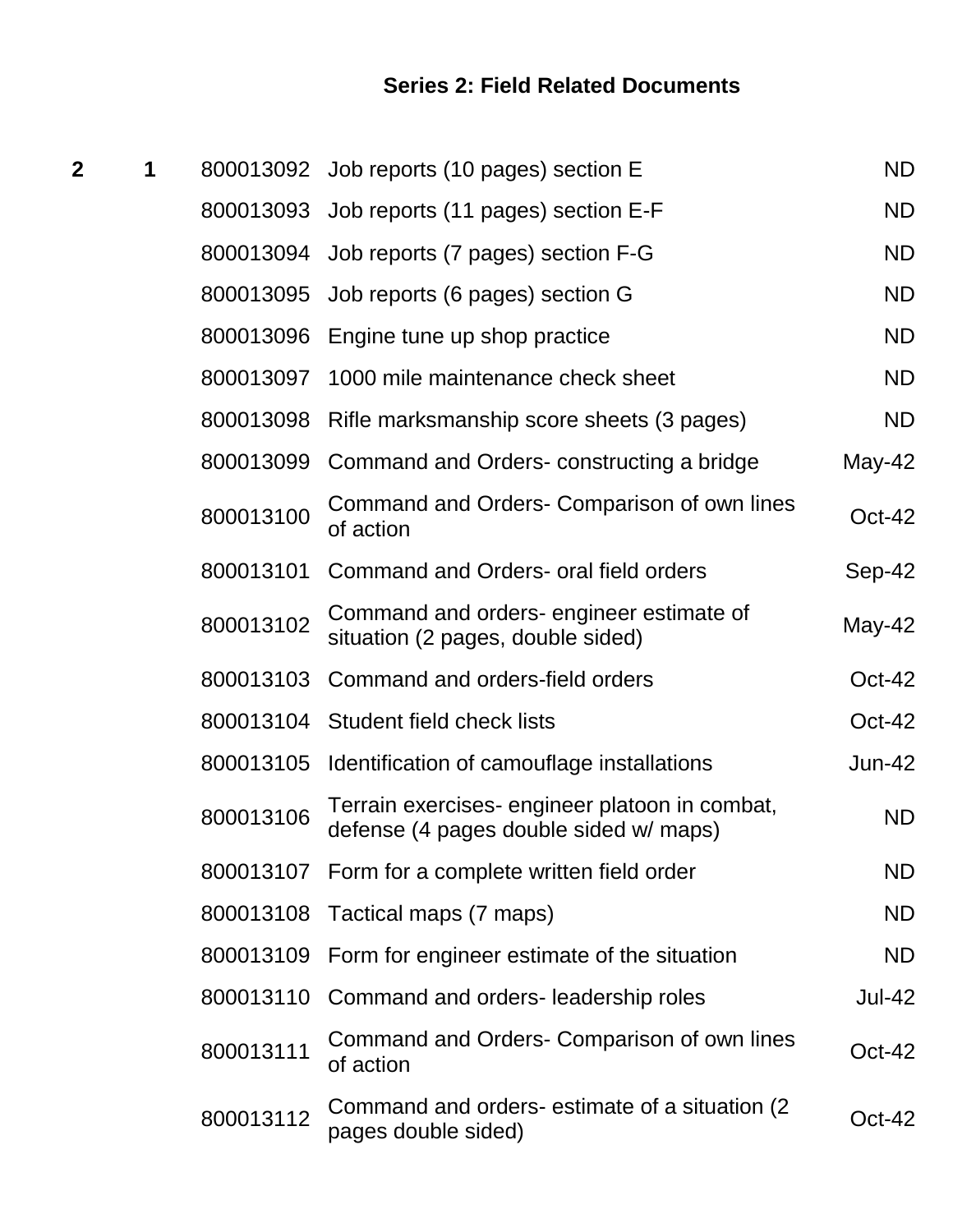## Series 2: Field Related Documents

| | | | | |
|---|---|---|---|---|
| **2** | **1** | 800013092 | Job reports (10 pages) section E | ND |
| | | 800013093 | Job reports (11 pages) section E-F | ND |
| | | 800013094 | Job reports (7 pages) section F-G | ND |
| | | 800013095 | Job reports (6 pages) section G | ND |
| | | 800013096 | Engine tune up shop practice | ND |
| | | 800013097 | 1000 mile maintenance check sheet | ND |
| | | 800013098 | Rifle marksmanship score sheets (3 pages) | ND |
| | | 800013099 | Command and Orders- constructing a bridge | May-42 |
| | | 800013100 | Command and Orders- Comparison of own lines of action | Oct-42 |
| | | 800013101 | Command and Orders- oral field orders | Sep-42 |
| | | 800013102 | Command and orders- engineer estimate of situation (2 pages, double sided) | May-42 |
| | | 800013103 | Command and orders-field orders | Oct-42 |
| | | 800013104 | Student field check lists | Oct-42 |
| | | 800013105 | Identification of camouflage installations | Jun-42 |
| | | 800013106 | Terrain exercises- engineer platoon in combat, defense (4 pages double sided w/ maps) | ND |
| | | 800013107 | Form for a complete written field order | ND |
| | | 800013108 | Tactical maps (7 maps) | ND |
| | | 800013109 | Form for engineer estimate of the situation | ND |
| | | 800013110 | Command and orders- leadership roles | Jul-42 |
| | | 800013111 | Command and Orders- Comparison of own lines of action | Oct-42 |
| | | 800013112 | Command and orders- estimate of a situation (2 pages double sided) | Oct-42 |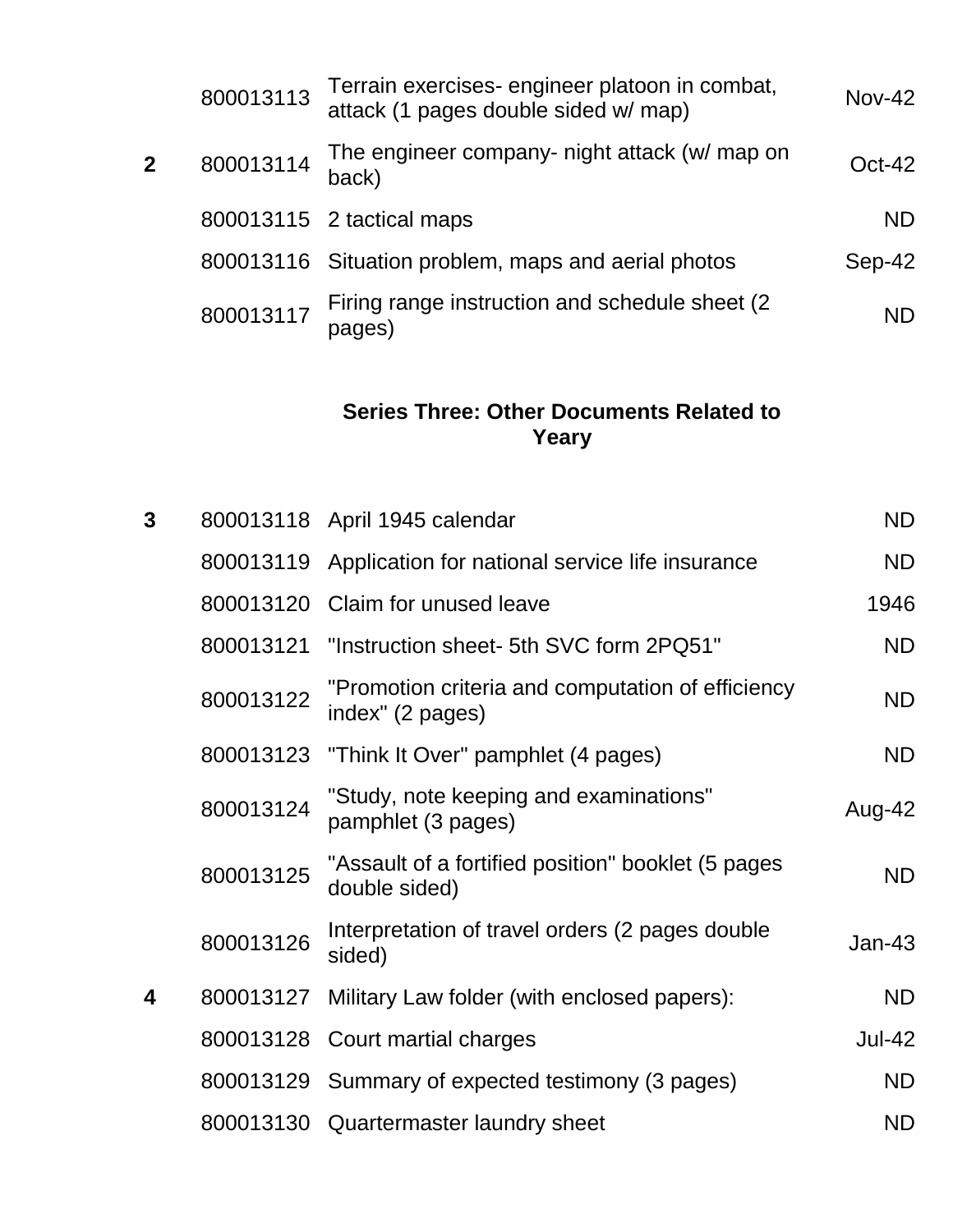| Box | ID | Description | Date |
| --- | --- | --- | --- |
| | 800013113 | Terrain exercises- engineer platoon in combat, attack (1 pages double sided w/ map) | Nov-42 |
| **2** | 800013114 | The engineer company- night attack (w/ map on back) | Oct-42 |
| | 800013115 | 2 tactical maps | ND |
| | 800013116 | Situation problem, maps and aerial photos | Sep-42 |
| | 800013117 | Firing range instruction and schedule sheet (2 pages) | ND |

### Series Three: Other Documents Related to Yeary

| Box | ID | Description | Date |
| --- | --- | --- | --- |
| **3** | 800013118 | April 1945 calendar | ND |
| | 800013119 | Application for national service life insurance | ND |
| | 800013120 | Claim for unused leave | 1946 |
| | 800013121 | "Instruction sheet- 5th SVC form 2PQ51" | ND |
| | 800013122 | "Promotion criteria and computation of efficiency index" (2 pages) | ND |
| | 800013123 | "Think It Over" pamphlet (4 pages) | ND |
| | 800013124 | "Study, note keeping and examinations" pamphlet (3 pages) | Aug-42 |
| | 800013125 | "Assault of a fortified position" booklet (5 pages double sided) | ND |
| | 800013126 | Interpretation of travel orders (2 pages double sided) | Jan-43 |
| **4** | 800013127 | Military Law folder (with enclosed papers): | ND |
| | 800013128 | Court martial charges | Jul-42 |
| | 800013129 | Summary of expected testimony (3 pages) | ND |
| | 800013130 | Quartermaster laundry sheet | ND |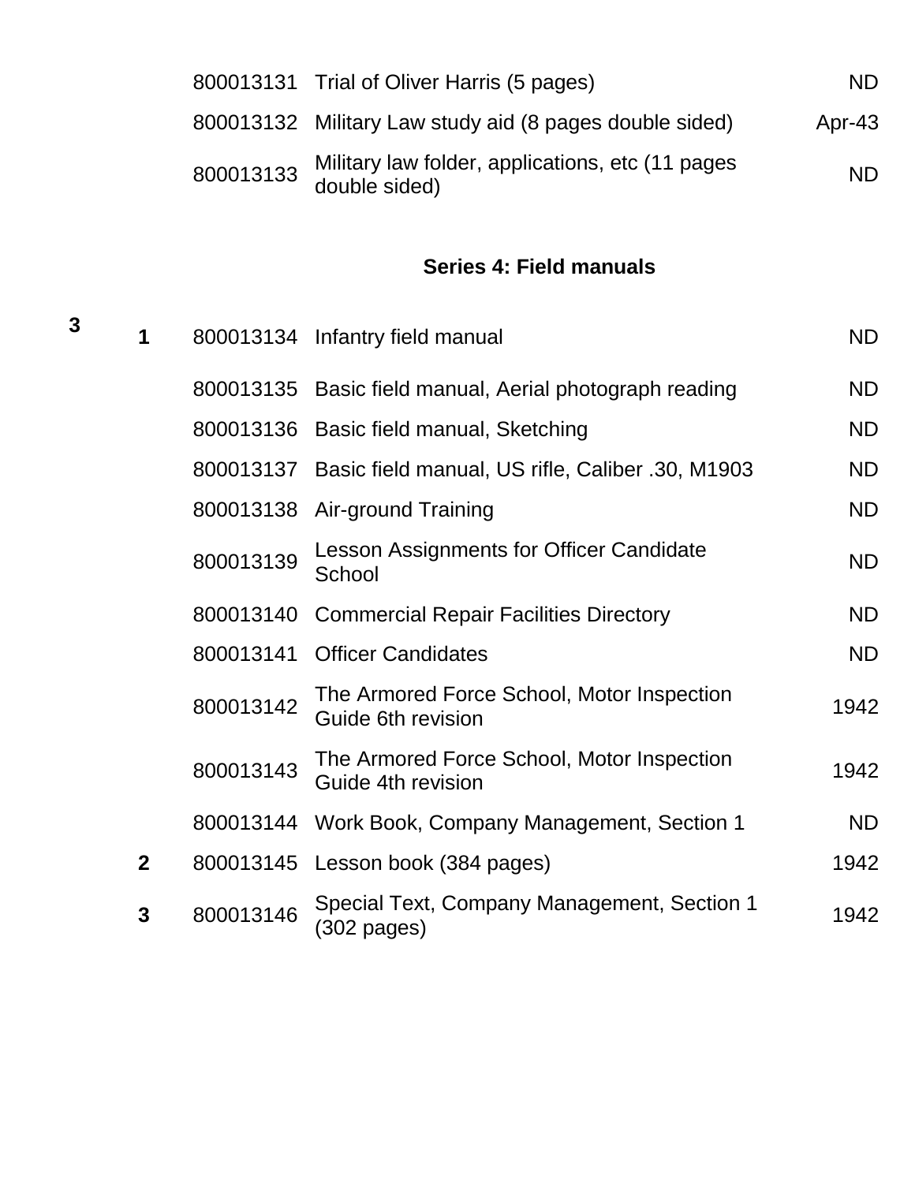| | | | | |
|---|---|---|---|---|
| | | 800013131 | Trial of Oliver Harris (5 pages) | ND |
| | | 800013132 | Military Law study aid (8 pages double sided) | Apr-43 |
| | | 800013133 | Military law folder, applications, etc (11 pages double sided) | ND |

**Series 4: Field manuals**

| | | | | |
|---|---|---|---|---|
| **3** | **1** | 800013134 | Infantry field manual | ND |
| | | 800013135 | Basic field manual, Aerial photograph reading | ND |
| | | 800013136 | Basic field manual, Sketching | ND |
| | | 800013137 | Basic field manual, US rifle, Caliber .30, M1903 | ND |
| | | 800013138 | Air-ground Training | ND |
| | | 800013139 | Lesson Assignments for Officer Candidate School | ND |
| | | 800013140 | Commercial Repair Facilities Directory | ND |
| | | 800013141 | Officer Candidates | ND |
| | | 800013142 | The Armored Force School, Motor Inspection Guide 6th revision | 1942 |
| | | 800013143 | The Armored Force School, Motor Inspection Guide 4th revision | 1942 |
| | | 800013144 | Work Book, Company Management, Section 1 | ND |
| | **2** | 800013145 | Lesson book (384 pages) | 1942 |
| | **3** | 800013146 | Special Text, Company Management, Section 1 (302 pages) | 1942 |